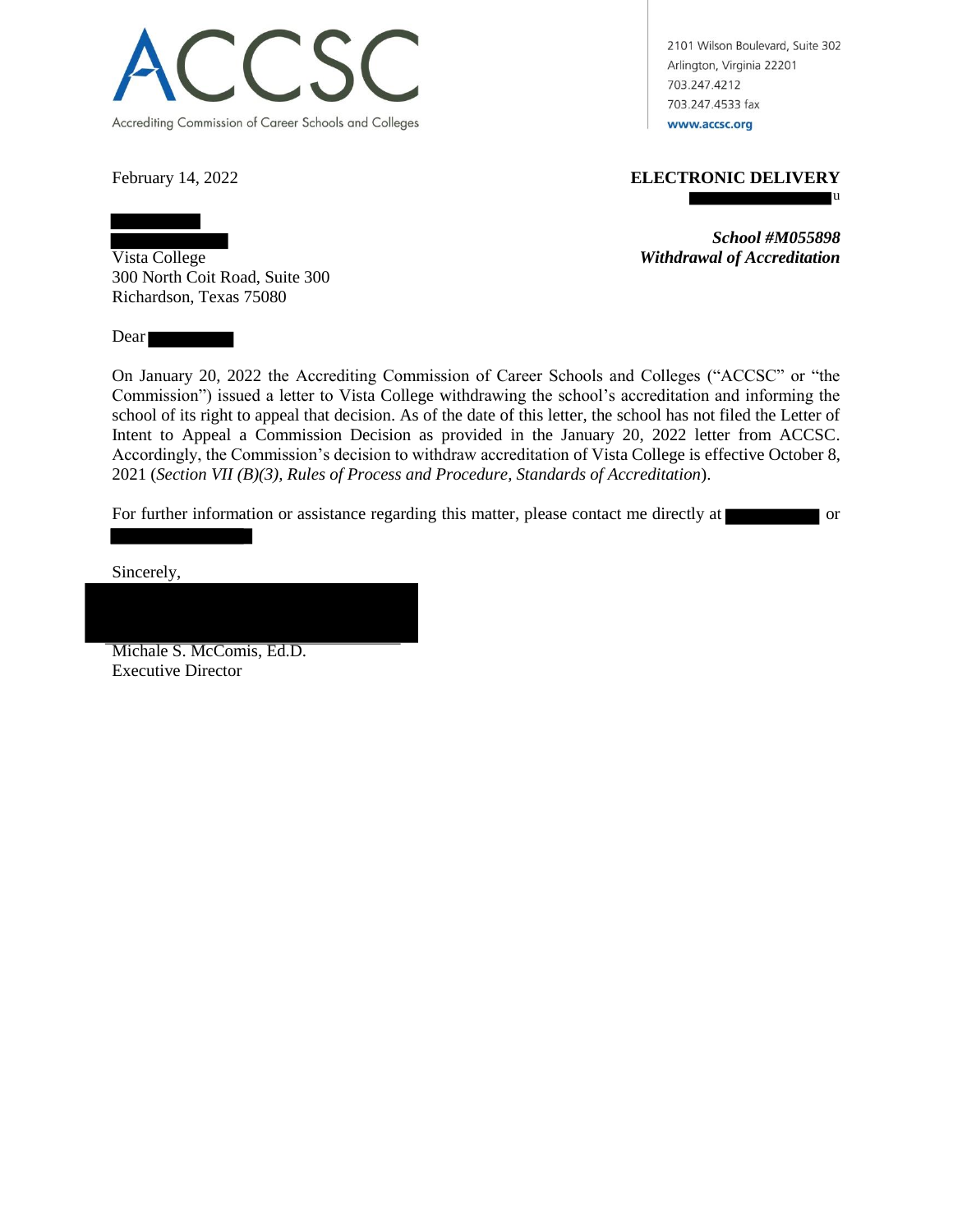# ACCSC

Accrediting Commission of Career Schools and Colleges

2101 Wilson Boulevard, Suite 302
Arlington, Virginia 22201
703.247.4212
703.247.4533 fax
www.accsc.org

February 14, 2022

**ELECTRONIC DELIVERY**

Vista College
300 North Coit Road, Suite 300
Richardson, Texas 75080

***School #M055898***
***Withdrawal of Accreditation***

Dear

On January 20, 2022 the Accrediting Commission of Career Schools and Colleges ("ACCSC" or "the Commission") issued a letter to Vista College withdrawing the school's accreditation and informing the school of its right to appeal that decision. As of the date of this letter, the school has not filed the Letter of Intent to Appeal a Commission Decision as provided in the January 20, 2022 letter from ACCSC. Accordingly, the Commission's decision to withdraw accreditation of Vista College is effective October 8, 2021 (*Section VII (B)(3), Rules of Process and Procedure, Standards of Accreditation*).

For further information or assistance regarding this matter, please contact me directly at or

Sincerely,

Michale S. McComis, Ed.D.
Executive Director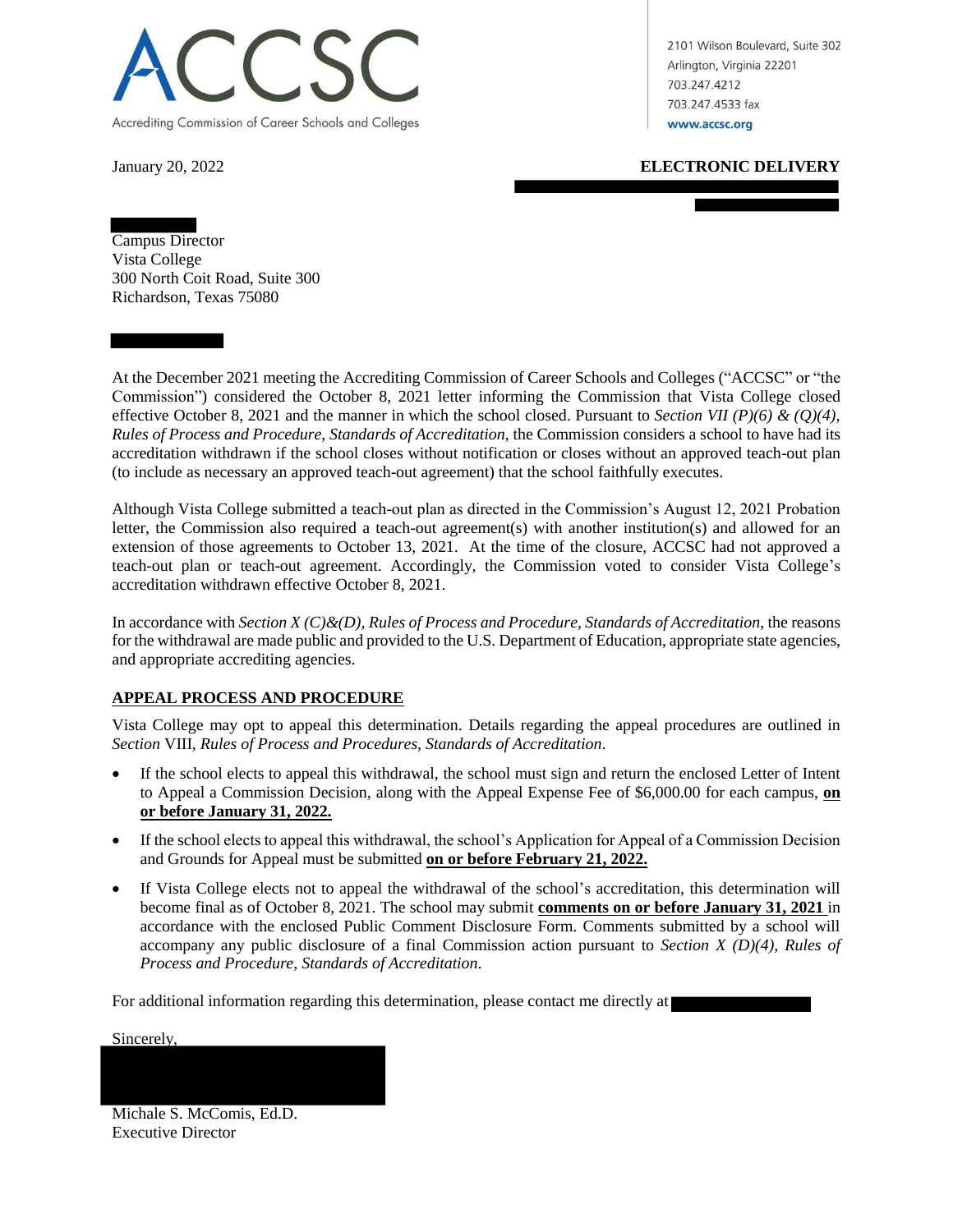ACCSC

Accrediting Commission of Career Schools and Colleges

2101 Wilson Boulevard, Suite 302
Arlington, Virginia 22201
703.247.4212
703.247.4533 fax
www.accsc.org

January 20, 2022

**ELECTRONIC DELIVERY**

Campus Director
Vista College
300 North Coit Road, Suite 300
Richardson, Texas 75080

At the December 2021 meeting the Accrediting Commission of Career Schools and Colleges ("ACCSC" or "the Commission") considered the October 8, 2021 letter informing the Commission that Vista College closed effective October 8, 2021 and the manner in which the school closed. Pursuant to *Section VII (P)(6) & (Q)(4), Rules of Process and Procedure, Standards of Accreditation*, the Commission considers a school to have had its accreditation withdrawn if the school closes without notification or closes without an approved teach-out plan (to include as necessary an approved teach-out agreement) that the school faithfully executes.

Although Vista College submitted a teach-out plan as directed in the Commission's August 12, 2021 Probation letter, the Commission also required a teach-out agreement(s) with another institution(s) and allowed for an extension of those agreements to October 13, 2021. At the time of the closure, ACCSC had not approved a teach-out plan or teach-out agreement. Accordingly, the Commission voted to consider Vista College's accreditation withdrawn effective October 8, 2021.

In accordance with *Section X (C)&(D), Rules of Process and Procedure, Standards of Accreditation*, the reasons for the withdrawal are made public and provided to the U.S. Department of Education, appropriate state agencies, and appropriate accrediting agencies.

**APPEAL PROCESS AND PROCEDURE**

Vista College may opt to appeal this determination. Details regarding the appeal procedures are outlined in *Section* VIII, *Rules of Process and Procedures, Standards of Accreditation*.

- If the school elects to appeal this withdrawal, the school must sign and return the enclosed Letter of Intent to Appeal a Commission Decision, along with the Appeal Expense Fee of $6,000.00 for each campus, **on or before January 31, 2022.**
- If the school elects to appeal this withdrawal, the school's Application for Appeal of a Commission Decision and Grounds for Appeal must be submitted **on or before February 21, 2022.**
- If Vista College elects not to appeal the withdrawal of the school's accreditation, this determination will become final as of October 8, 2021. The school may submit **comments on or before January 31, 2021** in accordance with the enclosed Public Comment Disclosure Form. Comments submitted by a school will accompany any public disclosure of a final Commission action pursuant to *Section X (D)(4), Rules of Process and Procedure, Standards of Accreditation*.

For additional information regarding this determination, please contact me directly at

Sincerely,

Michale S. McComis, Ed.D.
Executive Director